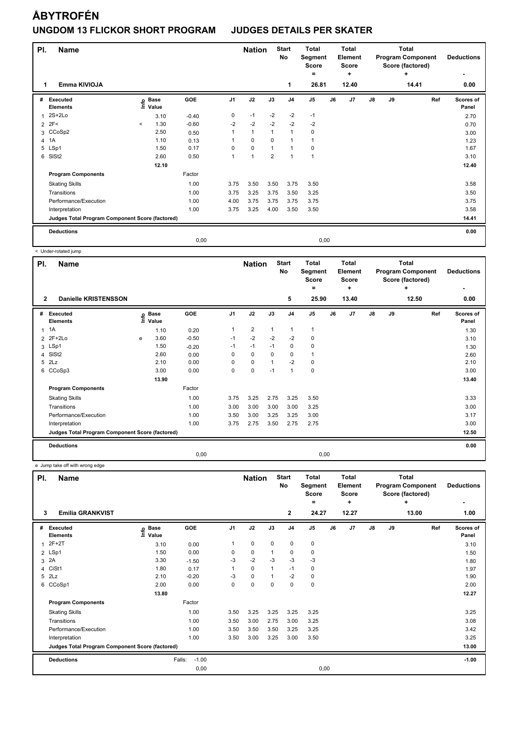# ÅBYTROFÉN

## UNGDOM 13 FLICKOR SHORT PROGRAM JUDGES DETAILS PER SKATER

| Pl. | Name | Nation | Start No | Total Segment Score = | Total Element Score + | Total Program Component Score (factored) + | Deductions - |
|---|---|---|---|---|---|---|---|
| 1 | Emma KIVIOJA | | 1 | 26.81 | 12.40 | 14.41 | 0.00 |

| # | Executed Elements | Info | Base Value | GOE | J1 | J2 | J3 | J4 | J5 | J6 | J7 | J8 | J9 | Ref | Scores of Panel |
|---|---|---|---|---|---|---|---|---|---|---|---|---|---|---|---|
| 1 | 2S+2Lo | | 3.10 | -0.40 | 0 | -1 | -2 | -2 | -1 | | | | | | 2.70 |
| 2 | 2F< | < | 1.30 | -0.60 | -2 | -2 | -2 | -2 | -2 | | | | | | 0.70 |
| 3 | CCoSp2 | | 2.50 | 0.50 | 1 | 1 | 1 | 1 | 0 | | | | | | 3.00 |
| 4 | 1A | | 1.10 | 0.13 | 1 | 0 | 0 | 1 | 1 | | | | | | 1.23 |
| 5 | LSp1 | | 1.50 | 0.17 | 0 | 0 | 1 | 1 | 0 | | | | | | 1.67 |
| 6 | SlSt2 | | 2.60 | 0.50 | 1 | 1 | 2 | 1 | 1 | | | | | | 3.10 |
| | | | 12.10 | | | | | | | | | | | | 12.40 |
| | **Program Components** | | | Factor | | | | | | | | | | | |
| | Skating Skills | | | 1.00 | 3.75 | 3.50 | 3.50 | 3.75 | 3.50 | | | | | | 3.58 |
| | Transitions | | | 1.00 | 3.75 | 3.25 | 3.75 | 3.50 | 3.25 | | | | | | 3.50 |
| | Performance/Execution | | | 1.00 | 4.00 | 3.75 | 3.75 | 3.75 | 3.75 | | | | | | 3.75 |
| | Interpretation | | | 1.00 | 3.75 | 3.25 | 4.00 | 3.50 | 3.50 | | | | | | 3.58 |
| | **Judges Total Program Component Score (factored)** | | | | | | | | | | | | | | 14.41 |
| | **Deductions** | | | | | | | | | | | | | | 0.00 |
| | | | | 0,00 | | | | | 0,00 | | | | | | |

< Under-rotated jump

| Pl. | Name | Nation | Start No | Total Segment Score = | Total Element Score + | Total Program Component Score (factored) + | Deductions - |
|---|---|---|---|---|---|---|---|
| 2 | Danielle KRISTENSSON | | 5 | 25.90 | 13.40 | 12.50 | 0.00 |

| # | Executed Elements | Info | Base Value | GOE | J1 | J2 | J3 | J4 | J5 | J6 | J7 | J8 | J9 | Ref | Scores of Panel |
|---|---|---|---|---|---|---|---|---|---|---|---|---|---|---|---|
| 1 | 1A | | 1.10 | 0.20 | 1 | 2 | 1 | 1 | 1 | | | | | | 1.30 |
| 2 | 2F+2Lo | e | 3.60 | -0.50 | -1 | -2 | -2 | -2 | 0 | | | | | | 3.10 |
| 3 | LSp1 | | 1.50 | -0.20 | -1 | -1 | -1 | 0 | 0 | | | | | | 1.30 |
| 4 | SlSt2 | | 2.60 | 0.00 | 0 | 0 | 0 | 0 | 1 | | | | | | 2.60 |
| 5 | 2Lz | | 2.10 | 0.00 | 0 | 0 | 1 | -2 | 0 | | | | | | 2.10 |
| 6 | CCoSp3 | | 3.00 | 0.00 | 0 | 0 | -1 | 1 | 0 | | | | | | 3.00 |
| | | | 13.90 | | | | | | | | | | | | 13.40 |
| | **Program Components** | | | Factor | | | | | | | | | | | |
| | Skating Skills | | | 1.00 | 3.75 | 3.25 | 2.75 | 3.25 | 3.50 | | | | | | 3.33 |
| | Transitions | | | 1.00 | 3.00 | 3.00 | 3.00 | 3.00 | 3.25 | | | | | | 3.00 |
| | Performance/Execution | | | 1.00 | 3.50 | 3.00 | 3.25 | 3.25 | 3.00 | | | | | | 3.17 |
| | Interpretation | | | 1.00 | 3.75 | 2.75 | 3.50 | 2.75 | 2.75 | | | | | | 3.00 |
| | **Judges Total Program Component Score (factored)** | | | | | | | | | | | | | | 12.50 |
| | **Deductions** | | | | | | | | | | | | | | 0.00 |
| | | | | 0,00 | | | | | 0,00 | | | | | | |

e Jump take off with wrong edge

| Pl. | Name | Nation | Start No | Total Segment Score = | Total Element Score + | Total Program Component Score (factored) + | Deductions - |
|---|---|---|---|---|---|---|---|
| 3 | Emilia GRANKVIST | | 2 | 24.27 | 12.27 | 13.00 | 1.00 |

| # | Executed Elements | Info | Base Value | GOE | J1 | J2 | J3 | J4 | J5 | J6 | J7 | J8 | J9 | Ref | Scores of Panel |
|---|---|---|---|---|---|---|---|---|---|---|---|---|---|---|---|
| 1 | 2F+2T | | 3.10 | 0.00 | 1 | 0 | 0 | 0 | 0 | | | | | | 3.10 |
| 2 | LSp1 | | 1.50 | 0.00 | 0 | 0 | 1 | 0 | 0 | | | | | | 1.50 |
| 3 | 2A | | 3.30 | -1.50 | -3 | -2 | -3 | -3 | -3 | | | | | | 1.80 |
| 4 | CiSt1 | | 1.80 | 0.17 | 1 | 0 | 1 | -1 | 0 | | | | | | 1.97 |
| 5 | 2Lz | | 2.10 | -0.20 | -3 | 0 | 1 | -2 | 0 | | | | | | 1.90 |
| 6 | CCoSp1 | | 2.00 | 0.00 | 0 | 0 | 0 | 0 | 0 | | | | | | 2.00 |
| | | | 13.80 | | | | | | | | | | | | 12.27 |
| | **Program Components** | | | Factor | | | | | | | | | | | |
| | Skating Skills | | | 1.00 | 3.50 | 3.25 | 3.25 | 3.25 | 3.25 | | | | | | 3.25 |
| | Transitions | | | 1.00 | 3.50 | 3.00 | 2.75 | 3.00 | 3.25 | | | | | | 3.08 |
| | Performance/Execution | | | 1.00 | 3.50 | 3.50 | 3.50 | 3.25 | 3.25 | | | | | | 3.42 |
| | Interpretation | | | 1.00 | 3.50 | 3.00 | 3.25 | 3.00 | 3.50 | | | | | | 3.25 |
| | **Judges Total Program Component Score (factored)** | | | | | | | | | | | | | | 13.00 |
| | **Deductions** | | | Falls: -1.00 | | | | | | | | | | | -1.00 |
| | | | | 0,00 | | | | | 0,00 | | | | | | |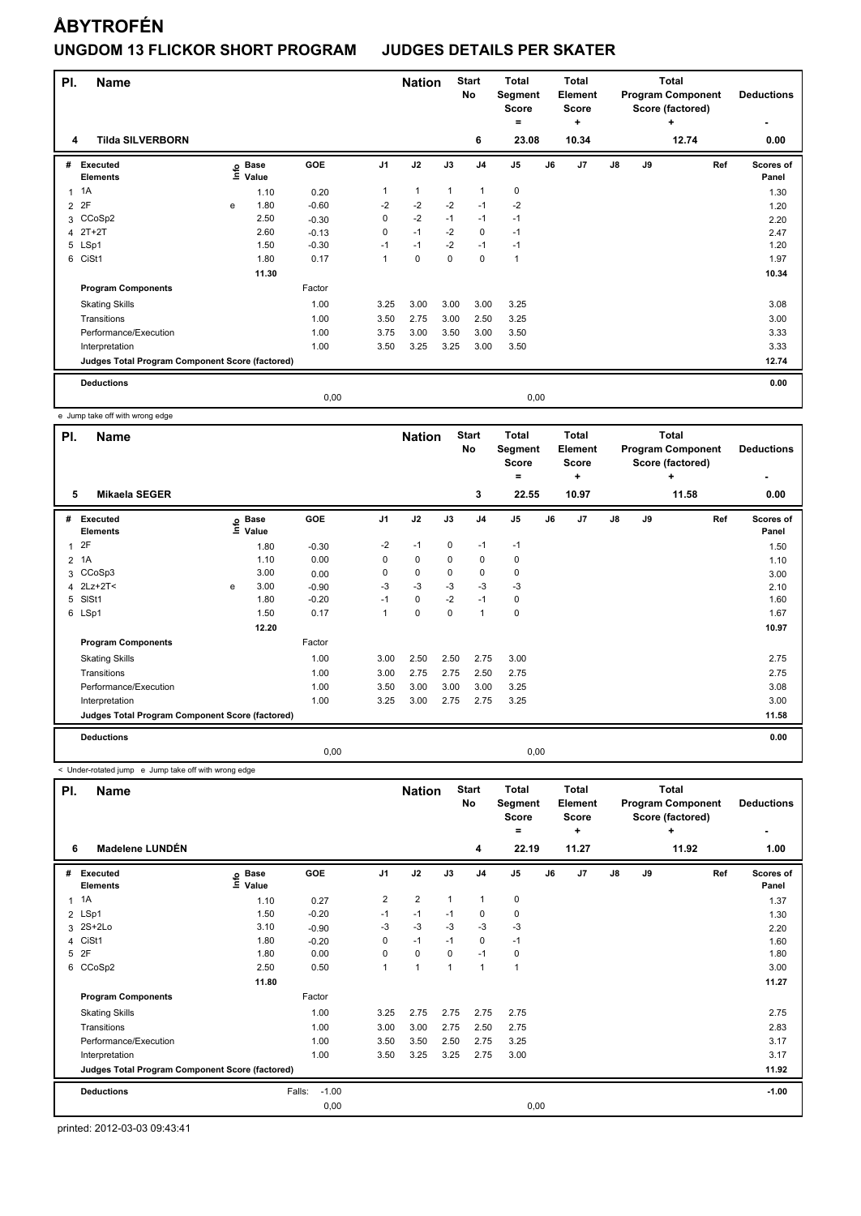# ÅBYTROFÉN

## UNGDOM 13 FLICKOR SHORT PROGRAM JUDGES DETAILS PER SKATER

| Pl. | Name | Nation | Start No | Total Segment Score = | Total Element Score + | Total Program Component Score (factored) + | Deductions - |
|---|---|---|---|---|---|---|---|
| 4 | Tilda SILVERBORN | | 6 | 23.08 | 10.34 | 12.74 | 0.00 |

| # | Executed Elements | Info | Base Value | GOE | J1 | J2 | J3 | J4 | J5 | J6 | J7 | J8 | J9 | Ref | Scores of Panel |
|---|---|---|---|---|---|---|---|---|---|---|---|---|---|---|---|
| 1 | 1A | | 1.10 | 0.20 | 1 | 1 | 1 | 1 | 0 | | | | | | 1.30 |
| 2 | 2F | e | 1.80 | -0.60 | -2 | -2 | -2 | -1 | -2 | | | | | | 1.20 |
| 3 | CCoSp2 | | 2.50 | -0.30 | 0 | -2 | -1 | -1 | -1 | | | | | | 2.20 |
| 4 | 2T+2T | | 2.60 | -0.13 | 0 | -1 | -2 | 0 | -1 | | | | | | 2.47 |
| 5 | LSp1 | | 1.50 | -0.30 | -1 | -1 | -2 | -1 | -1 | | | | | | 1.20 |
| 6 | CiSt1 | | 1.80 | 0.17 | 1 | 0 | 0 | 0 | 1 | | | | | | 1.97 |
| | | | 11.30 | | | | | | | | | | | | 10.34 |
| | **Program Components** | | | Factor | | | | | | | | | | | |
| | Skating Skills | | | 1.00 | 3.25 | 3.00 | 3.00 | 3.00 | 3.25 | | | | | | 3.08 |
| | Transitions | | | 1.00 | 3.50 | 2.75 | 3.00 | 2.50 | 3.25 | | | | | | 3.00 |
| | Performance/Execution | | | 1.00 | 3.75 | 3.00 | 3.50 | 3.00 | 3.50 | | | | | | 3.33 |
| | Interpretation | | | 1.00 | 3.50 | 3.25 | 3.25 | 3.00 | 3.50 | | | | | | 3.33 |
| | **Judges Total Program Component Score (factored)** | | | | | | | | | | | | | | 12.74 |
| | **Deductions** | | | | | | | | | | | | | | 0.00 |
| | | | | 0,00 | | | | | 0,00 | | | | | | |

e Jump take off with wrong edge

| Pl. | Name | Nation | Start No | Total Segment Score = | Total Element Score + | Total Program Component Score (factored) + | Deductions - |
|---|---|---|---|---|---|---|---|
| 5 | Mikaela SEGER | | 3 | 22.55 | 10.97 | 11.58 | 0.00 |

| # | Executed Elements | Info | Base Value | GOE | J1 | J2 | J3 | J4 | J5 | J6 | J7 | J8 | J9 | Ref | Scores of Panel |
|---|---|---|---|---|---|---|---|---|---|---|---|---|---|---|---|
| 1 | 2F | | 1.80 | -0.30 | -2 | -1 | 0 | -1 | -1 | | | | | | 1.50 |
| 2 | 1A | | 1.10 | 0.00 | 0 | 0 | 0 | 0 | 0 | | | | | | 1.10 |
| 3 | CCoSp3 | | 3.00 | 0.00 | 0 | 0 | 0 | 0 | 0 | | | | | | 3.00 |
| 4 | 2Lz+2T< | e | 3.00 | -0.90 | -3 | -3 | -3 | -3 | -3 | | | | | | 2.10 |
| 5 | SlSt1 | | 1.80 | -0.20 | -1 | 0 | -2 | -1 | 0 | | | | | | 1.60 |
| 6 | LSp1 | | 1.50 | 0.17 | 1 | 0 | 0 | 1 | 0 | | | | | | 1.67 |
| | | | 12.20 | | | | | | | | | | | | 10.97 |
| | **Program Components** | | | Factor | | | | | | | | | | | |
| | Skating Skills | | | 1.00 | 3.00 | 2.50 | 2.50 | 2.75 | 3.00 | | | | | | 2.75 |
| | Transitions | | | 1.00 | 3.00 | 2.75 | 2.75 | 2.50 | 2.75 | | | | | | 2.75 |
| | Performance/Execution | | | 1.00 | 3.50 | 3.00 | 3.00 | 3.00 | 3.25 | | | | | | 3.08 |
| | Interpretation | | | 1.00 | 3.25 | 3.00 | 2.75 | 2.75 | 3.25 | | | | | | 3.00 |
| | **Judges Total Program Component Score (factored)** | | | | | | | | | | | | | | 11.58 |
| | **Deductions** | | | | | | | | | | | | | | 0.00 |
| | | | | 0,00 | | | | | 0,00 | | | | | | |

< Under-rotated jump e Jump take off with wrong edge

| Pl. | Name | Nation | Start No | Total Segment Score = | Total Element Score + | Total Program Component Score (factored) + | Deductions - |
|---|---|---|---|---|---|---|---|
| 6 | Madelene LUNDÉN | | 4 | 22.19 | 11.27 | 11.92 | 1.00 |

| # | Executed Elements | Info | Base Value | GOE | J1 | J2 | J3 | J4 | J5 | J6 | J7 | J8 | J9 | Ref | Scores of Panel |
|---|---|---|---|---|---|---|---|---|---|---|---|---|---|---|---|
| 1 | 1A | | 1.10 | 0.27 | 2 | 2 | 1 | 1 | 0 | | | | | | 1.37 |
| 2 | LSp1 | | 1.50 | -0.20 | -1 | -1 | -1 | 0 | 0 | | | | | | 1.30 |
| 3 | 2S+2Lo | | 3.10 | -0.90 | -3 | -3 | -3 | -3 | -3 | | | | | | 2.20 |
| 4 | CiSt1 | | 1.80 | -0.20 | 0 | -1 | -1 | 0 | -1 | | | | | | 1.60 |
| 5 | 2F | | 1.80 | 0.00 | 0 | 0 | 0 | -1 | 0 | | | | | | 1.80 |
| 6 | CCoSp2 | | 2.50 | 0.50 | 1 | 1 | 1 | 1 | 1 | | | | | | 3.00 |
| | | | 11.80 | | | | | | | | | | | | 11.27 |
| | **Program Components** | | | Factor | | | | | | | | | | | |
| | Skating Skills | | | 1.00 | 3.25 | 2.75 | 2.75 | 2.75 | 2.75 | | | | | | 2.75 |
| | Transitions | | | 1.00 | 3.00 | 3.00 | 2.75 | 2.50 | 2.75 | | | | | | 2.83 |
| | Performance/Execution | | | 1.00 | 3.50 | 3.50 | 2.50 | 2.75 | 3.25 | | | | | | 3.17 |
| | Interpretation | | | 1.00 | 3.50 | 3.25 | 3.25 | 2.75 | 3.00 | | | | | | 3.17 |
| | **Judges Total Program Component Score (factored)** | | | | | | | | | | | | | | 11.92 |
| | **Deductions** | | | Falls: -1.00 | | | | | | | | | | | -1.00 |
| | | | | 0,00 | | | | | 0,00 | | | | | | |

printed: 2012-03-03 09:43:41